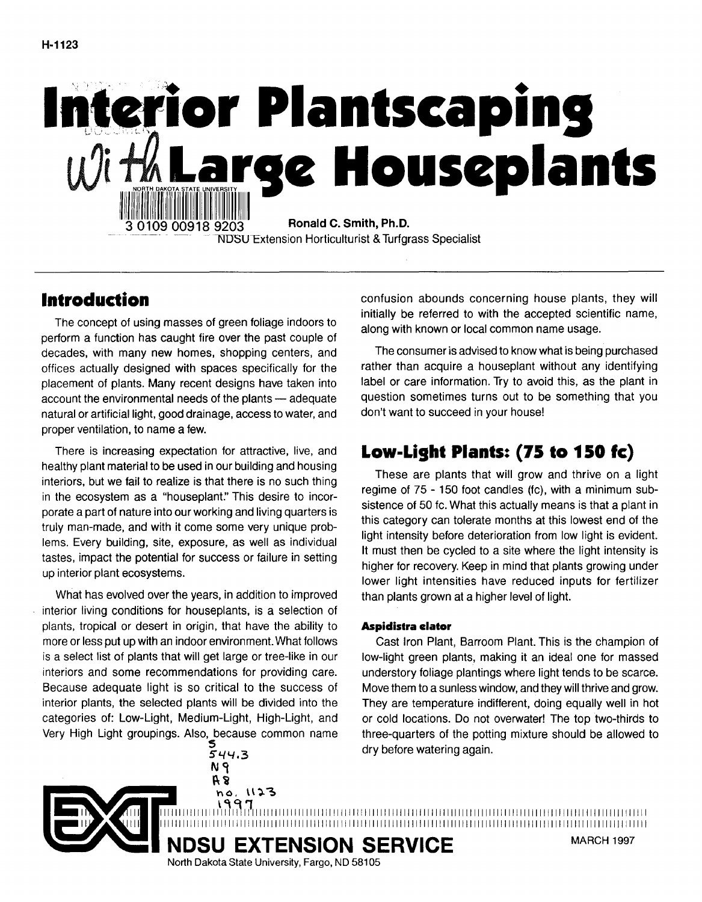H-1123

# Interior Plantscaping with Large Houseplants

**Ronald C. Smith, Ph.D.**
NDSU Extension Horticulturist & Turfgrass Specialist

## Introduction

The concept of using masses of green foliage indoors to perform a function has caught fire over the past couple of decades, with many new homes, shopping centers, and offices actually designed with spaces specifically for the placement of plants. Many recent designs have taken into account the environmental needs of the plants — adequate natural or artificial light, good drainage, access to water, and proper ventilation, to name a few.

There is increasing expectation for attractive, live, and healthy plant material to be used in our building and housing interiors, but we fail to realize is that there is no such thing in the ecosystem as a "houseplant." This desire to incorporate a part of nature into our working and living quarters is truly man-made, and with it come some very unique problems. Every building, site, exposure, as well as individual tastes, impact the potential for success or failure in setting up interior plant ecosystems.

What has evolved over the years, in addition to improved interior living conditions for houseplants, is a selection of plants, tropical or desert in origin, that have the ability to more or less put up with an indoor environment. What follows is a select list of plants that will get large or tree-like in our interiors and some recommendations for providing care. Because adequate light is so critical to the success of interior plants, the selected plants will be divided into the categories of: Low-Light, Medium-Light, High-Light, and Very High Light groupings. Also, because common name confusion abounds concerning house plants, they will initially be referred to with the accepted scientific name, along with known or local common name usage.

The consumer is advised to know what is being purchased rather than acquire a houseplant without any identifying label or care information. Try to avoid this, as the plant in question sometimes turns out to be something that you don't want to succeed in your house!

## Low-Light Plants: (75 to 150 fc)

These are plants that will grow and thrive on a light regime of 75 - 150 foot candles (fc), with a minimum subsistence of 50 fc. What this actually means is that a plant in this category can tolerate months at this lowest end of the light intensity before deterioration from low light is evident. It must then be cycled to a site where the light intensity is higher for recovery. Keep in mind that plants growing under lower light intensities have reduced inputs for fertilizer than plants grown at a higher level of light.

#### Aspidistra elator

Cast Iron Plant, Barroom Plant. This is the champion of low-light green plants, making it an ideal one for massed understory foliage plantings where light tends to be scarce. Move them to a sunless window, and they will thrive and grow. They are temperature indifferent, doing equally well in hot or cold locations. Do not overwater! The top two-thirds to three-quarters of the potting mixture should be allowed to dry before watering again.

**NDSU EXTENSION SERVICE**
North Dakota State University, Fargo, ND 58105

MARCH 1997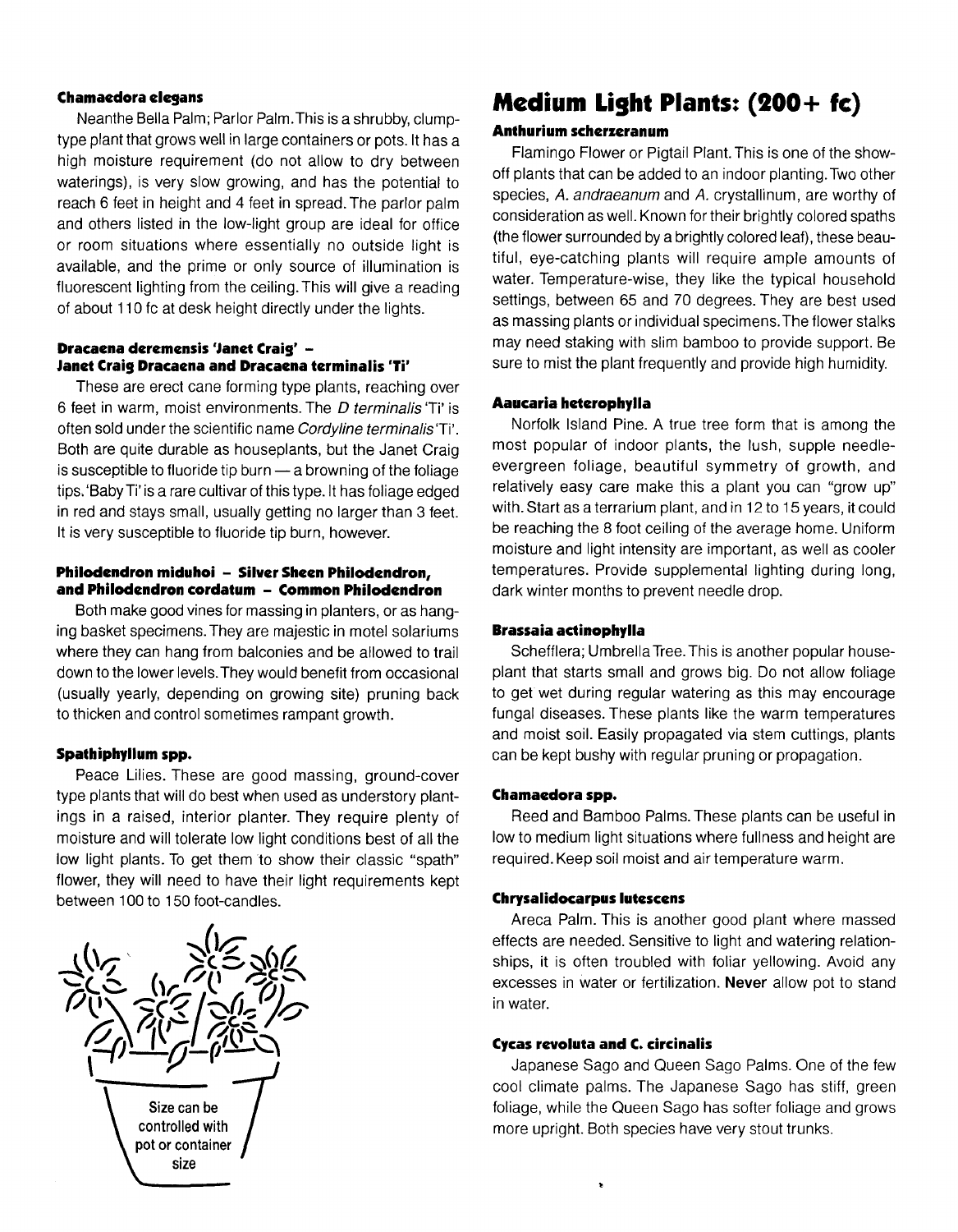**Chamaedora elegans**

Neanthe Bella Palm; Parlor Palm. This is a shrubby, clump-type plant that grows well in large containers or pots. It has a high moisture requirement (do not allow to dry between waterings), is very slow growing, and has the potential to reach 6 feet in height and 4 feet in spread. The parlor palm and others listed in the low-light group are ideal for office or room situations where essentially no outside light is available, and the prime or only source of illumination is fluorescent lighting from the ceiling. This will give a reading of about 110 fc at desk height directly under the lights.

**Dracaena deremensis 'Janet Craig' – Janet Craig Dracaena and Dracaena terminalis 'Ti'**

These are erect cane forming type plants, reaching over 6 feet in warm, moist environments. The *D terminalis* 'Ti' is often sold under the scientific name *Cordyline terminalis* 'Ti'. Both are quite durable as houseplants, but the Janet Craig is susceptible to fluoride tip burn — a browning of the foliage tips. 'Baby Ti' is a rare cultivar of this type. It has foliage edged in red and stays small, usually getting no larger than 3 feet. It is very susceptible to fluoride tip burn, however.

**Philodendron miduhoi – Silver Sheen Philodendron, and Philodendron cordatum – Common Philodendron**

Both make good vines for massing in planters, or as hanging basket specimens. They are majestic in motel solariums where they can hang from balconies and be allowed to trail down to the lower levels. They would benefit from occasional (usually yearly, depending on growing site) pruning back to thicken and control sometimes rampant growth.

**Spathiphyllum spp.**

Peace Lilies. These are good massing, ground-cover type plants that will do best when used as understory plantings in a raised, interior planter. They require plenty of moisture and will tolerate low light conditions best of all the low light plants. To get them to show their classic "spath" flower, they will need to have their light requirements kept between 100 to 150 foot-candles.

Size can be controlled with pot or container size

## Medium Light Plants: (200+ fc)

**Anthurium scherzeranum**

Flamingo Flower or Pigtail Plant. This is one of the show-off plants that can be added to an indoor planting. Two other species, *A. andraeanum* and A. crystallinum, are worthy of consideration as well. Known for their brightly colored spaths (the flower surrounded by a brightly colored leaf), these beautiful, eye-catching plants will require ample amounts of water. Temperature-wise, they like the typical household settings, between 65 and 70 degrees. They are best used as massing plants or individual specimens. The flower stalks may need staking with slim bamboo to provide support. Be sure to mist the plant frequently and provide high humidity.

**Aaucaria heterophylla**

Norfolk Island Pine. A true tree form that is among the most popular of indoor plants, the lush, supple needle-evergreen foliage, beautiful symmetry of growth, and relatively easy care make this a plant you can "grow up" with. Start as a terrarium plant, and in 12 to 15 years, it could be reaching the 8 foot ceiling of the average home. Uniform moisture and light intensity are important, as well as cooler temperatures. Provide supplemental lighting during long, dark winter months to prevent needle drop.

**Brassaia actinophylla**

Schefflera; Umbrella Tree. This is another popular houseplant that starts small and grows big. Do not allow foliage to get wet during regular watering as this may encourage fungal diseases. These plants like the warm temperatures and moist soil. Easily propagated via stem cuttings, plants can be kept bushy with regular pruning or propagation.

**Chamaedora spp.**

Reed and Bamboo Palms. These plants can be useful in low to medium light situations where fullness and height are required. Keep soil moist and air temperature warm.

**Chrysalidocarpus lutescens**

Areca Palm. This is another good plant where massed effects are needed. Sensitive to light and watering relationships, it is often troubled with foliar yellowing. Avoid any excesses in water or fertilization. **Never** allow pot to stand in water.

**Cycas revoluta and C. circinalis**

Japanese Sago and Queen Sago Palms. One of the few cool climate palms. The Japanese Sago has stiff, green foliage, while the Queen Sago has softer foliage and grows more upright. Both species have very stout trunks.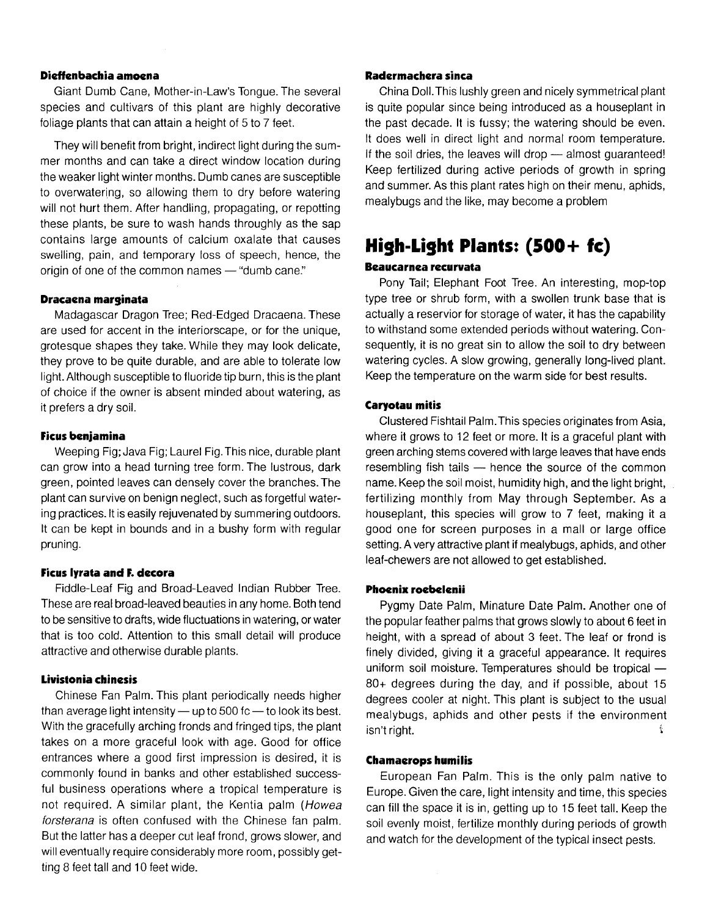#### Dieffenbachia amoena

Giant Dumb Cane, Mother-in-Law's Tongue. The several species and cultivars of this plant are highly decorative foliage plants that can attain a height of 5 to 7 feet.

They will benefit from bright, indirect light during the summer months and can take a direct window location during the weaker light winter months. Dumb canes are susceptible to overwatering, so allowing them to dry before watering will not hurt them. After handling, propagating, or repotting these plants, be sure to wash hands throughly as the sap contains large amounts of calcium oxalate that causes swelling, pain, and temporary loss of speech, hence, the origin of one of the common names — "dumb cane."

#### Dracaena marginata

Madagascar Dragon Tree; Red-Edged Dracaena. These are used for accent in the interiorscape, or for the unique, grotesque shapes they take. While they may look delicate, they prove to be quite durable, and are able to tolerate low light. Although susceptible to fluoride tip burn, this is the plant of choice if the owner is absent minded about watering, as it prefers a dry soil.

#### Ficus benjamina

Weeping Fig; Java Fig; Laurel Fig. This nice, durable plant can grow into a head turning tree form. The lustrous, dark green, pointed leaves can densely cover the branches. The plant can survive on benign neglect, such as forgetful watering practices. It is easily rejuvenated by summering outdoors. It can be kept in bounds and in a bushy form with regular pruning.

#### Ficus lyrata and F. decora

Fiddle-Leaf Fig and Broad-Leaved Indian Rubber Tree. These are real broad-leaved beauties in any home. Both tend to be sensitive to drafts, wide fluctuations in watering, or water that is too cold. Attention to this small detail will produce attractive and otherwise durable plants.

#### Livistonia chinesis

Chinese Fan Palm. This plant periodically needs higher than average light intensity — up to 500 fc — to look its best. With the gracefully arching fronds and fringed tips, the plant takes on a more graceful look with age. Good for office entrances where a good first impression is desired, it is commonly found in banks and other established successful business operations where a tropical temperature is not required. A similar plant, the Kentia palm (*Howea forsterana* is often confused with the Chinese fan palm. But the latter has a deeper cut leaf frond, grows slower, and will eventually require considerably more room, possibly getting 8 feet tall and 10 feet wide.

#### Radermachera sinca

China Doll. This lushly green and nicely symmetrical plant is quite popular since being introduced as a houseplant in the past decade. It is fussy; the watering should be even. It does well in direct light and normal room temperature. If the soil dries, the leaves will drop — almost guaranteed! Keep fertilized during active periods of growth in spring and summer. As this plant rates high on their menu, aphids, mealybugs and the like, may become a problem

## High-Light Plants: (500+ fc)

#### Beaucarnea recurvata

Pony Tail; Elephant Foot Tree. An interesting, mop-top type tree or shrub form, with a swollen trunk base that is actually a reservior for storage of water, it has the capability to withstand some extended periods without watering. Consequently, it is no great sin to allow the soil to dry between watering cycles. A slow growing, generally long-lived plant. Keep the temperature on the warm side for best results.

#### Caryotau mitis

Clustered Fishtail Palm. This species originates from Asia, where it grows to 12 feet or more. It is a graceful plant with green arching stems covered with large leaves that have ends resembling fish tails — hence the source of the common name. Keep the soil moist, humidity high, and the light bright, fertilizing monthly from May through September. As a houseplant, this species will grow to 7 feet, making it a good one for screen purposes in a mall or large office setting. A very attractive plant if mealybugs, aphids, and other leaf-chewers are not allowed to get established.

#### Phoenix roebelenii

Pygmy Date Palm, Minature Date Palm. Another one of the popular feather palms that grows slowly to about 6 feet in height, with a spread of about 3 feet. The leaf or frond is finely divided, giving it a graceful appearance. It requires uniform soil moisture. Temperatures should be tropical — 80+ degrees during the day, and if possible, about 15 degrees cooler at night. This plant is subject to the usual mealybugs, aphids and other pests if the environment isn't right.

#### Chamaerops humilis

European Fan Palm. This is the only palm native to Europe. Given the care, light intensity and time, this species can fill the space it is in, getting up to 15 feet tall. Keep the soil evenly moist, fertilize monthly during periods of growth and watch for the development of the typical insect pests.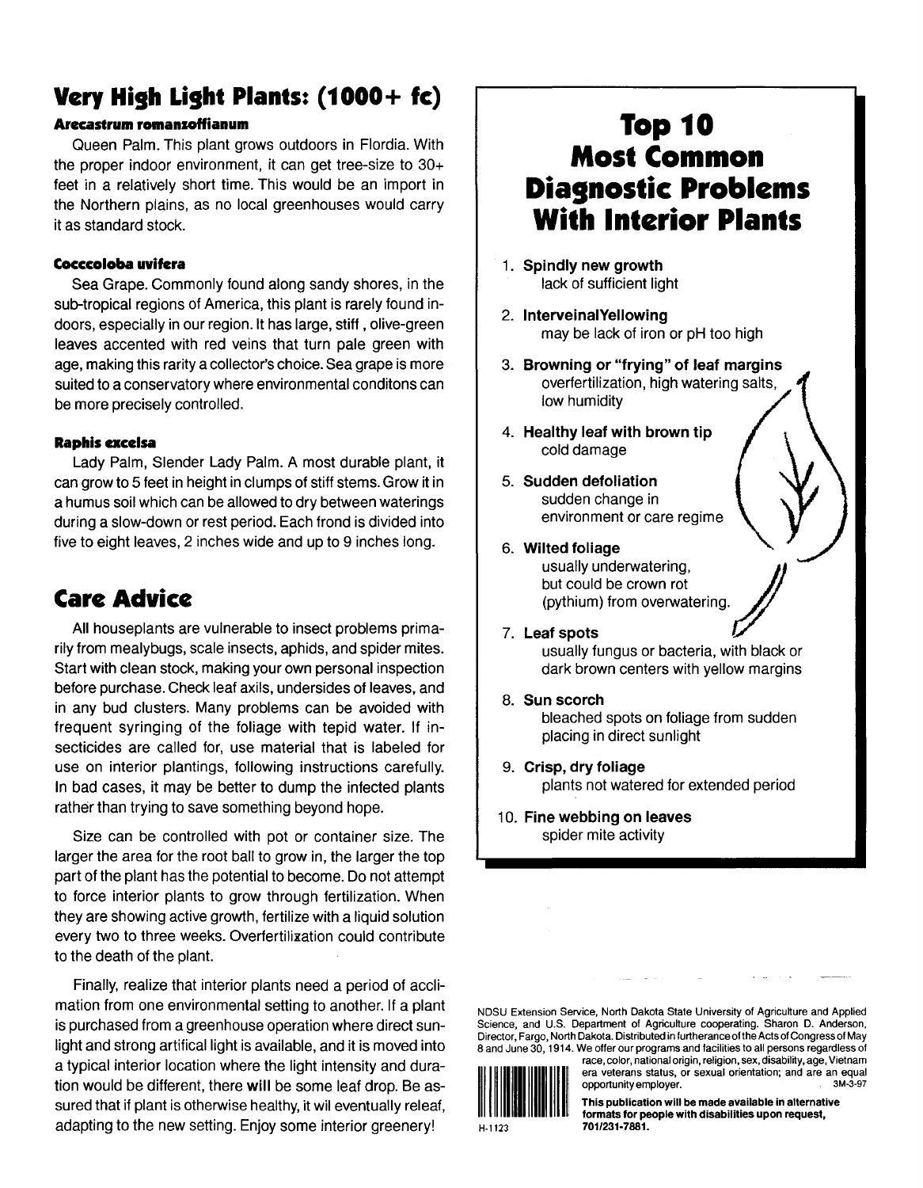## Very High Light Plants: (1000+ fc)

#### Arecastrum romanzoffianum

Queen Palm. This plant grows outdoors in Flordia. With the proper indoor environment, it can get tree-size to 30+ feet in a relatively short time. This would be an import in the Northern plains, as no local greenhouses would carry it as standard stock.

#### Coccoloba uvifera

Sea Grape. Commonly found along sandy shores, in the sub-tropical regions of America, this plant is rarely found indoors, especially in our region. It has large, stiff , olive-green leaves accented with red veins that turn pale green with age, making this rarity a collector's choice. Sea grape is more suited to a conservatory where environmental conditons can be more precisely controlled.

#### Raphis excelsa

Lady Palm, Slender Lady Palm. A most durable plant, it can grow to 5 feet in height in clumps of stiff stems. Grow it in a humus soil which can be allowed to dry between waterings during a slow-down or rest period. Each frond is divided into five to eight leaves, 2 inches wide and up to 9 inches long.

## Care Advice

All houseplants are vulnerable to insect problems primarily from mealybugs, scale insects, aphids, and spider mites. Start with clean stock, making your own personal inspection before purchase. Check leaf axils, undersides of leaves, and in any bud clusters. Many problems can be avoided with frequent syringing of the foliage with tepid water. If insecticides are called for, use material that is labeled for use on interior plantings, following instructions carefully. In bad cases, it may be better to dump the infected plants rather than trying to save something beyond hope.

Size can be controlled with pot or container size. The larger the area for the root ball to grow in, the larger the top part of the plant has the potential to become. Do not attempt to force interior plants to grow through fertilization. When they are showing active growth, fertilize with a liquid solution every two to three weeks. Overfertilization could contribute to the death of the plant.

Finally, realize that interior plants need a period of acclimation from one environmental setting to another. If a plant is purchased from a greenhouse operation where direct sunlight and strong artifical light is available, and it is moved into a typical interior location where the light intensity and duration would be different, there **will** be some leaf drop. Be assured that if plant is otherwise healthy, it wil eventually releaf, adapting to the new setting. Enjoy some interior greenery!

## Top 10 Most Common Diagnostic Problems With Interior Plants

1. **Spindly new growth**
   lack of sufficient light
2. **InterveinalYellowing**
   may be lack of iron or pH too high
3. **Browning or "frying" of leaf margins**
   overfertilization, high watering salts, low humidity
4. **Healthy leaf with brown tip**
   cold damage
5. **Sudden defoliation**
   sudden change in environment or care regime
6. **Wilted foliage**
   usually underwatering, but could be crown rot (pythium) from overwatering.
7. **Leaf spots**
   usually fungus or bacteria, with black or dark brown centers with yellow margins
8. **Sun scorch**
   bleached spots on foliage from sudden placing in direct sunlight
9. **Crisp, dry foliage**
   plants not watered for extended period
10. **Fine webbing on leaves**
    spider mite activity

NDSU Extension Service, North Dakota State University of Agriculture and Applied Science, and U.S. Department of Agriculture cooperating. Sharon D. Anderson, Director, Fargo, North Dakota. Distributed in furtherance of the Acts of Congress of May 8 and June 30, 1914. We offer our programs and facilities to all persons regardless of race, color, national origin, religion, sex, disability, age, Vietnam era veterans status, or sexual orientation; and are an equal opportunity employer. 3M-3-97

H-1123

**This publication will be made available in alternative formats for people with disabilities upon request, 701/231-7881.**